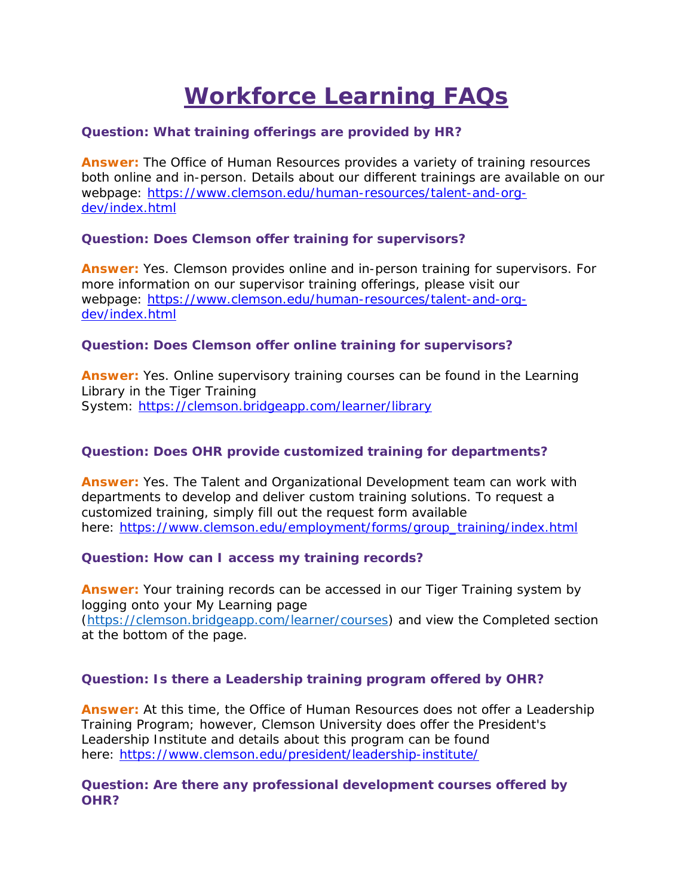# Workforce Learning FAQs

**Question: What training offerings are provided by HR?**

**Answer:** The Office of Human Resources provides a variety of training resources both online and in-person. Details about our different trainings are available on our webpage: [https://www.clemson.edu/human-resources/talent-and-org-dev/index.html](https://www.clemson.edu/human-resources/talent-and-org-dev/index.html)

**Question: Does Clemson offer training for supervisors?**

**Answer:** Yes. Clemson provides online and in-person training for supervisors. For more information on our supervisor training offerings, please visit our webpage: [https://www.clemson.edu/human-resources/talent-and-org-dev/index.html](https://www.clemson.edu/human-resources/talent-and-org-dev/index.html)

**Question: Does Clemson offer online training for supervisors?**

**Answer:** Yes. Online supervisory training courses can be found in the Learning Library in the Tiger Training System: [https://clemson.bridgeapp.com/learner/library](https://clemson.bridgeapp.com/learner/library)

**Question: Does OHR provide customized training for departments?**

**Answer:** Yes. The Talent and Organizational Development team can work with departments to develop and deliver custom training solutions. To request a customized training, simply fill out the request form available here: [https://www.clemson.edu/employment/forms/group_training/index.html](https://www.clemson.edu/employment/forms/group_training/index.html)

**Question: How can I access my training records?**

**Answer:** Your training records can be accessed in our Tiger Training system by logging onto your My Learning page ([https://clemson.bridgeapp.com/learner/courses](https://clemson.bridgeapp.com/learner/courses)) and view the Completed section at the bottom of the page.

**Question: Is there a Leadership training program offered by OHR?**

**Answer:** At this time, the Office of Human Resources does not offer a Leadership Training Program; however, Clemson University does offer the President's Leadership Institute and details about this program can be found here: [https://www.clemson.edu/president/leadership-institute/](https://www.clemson.edu/president/leadership-institute/)

**Question: Are there any professional development courses offered by OHR?**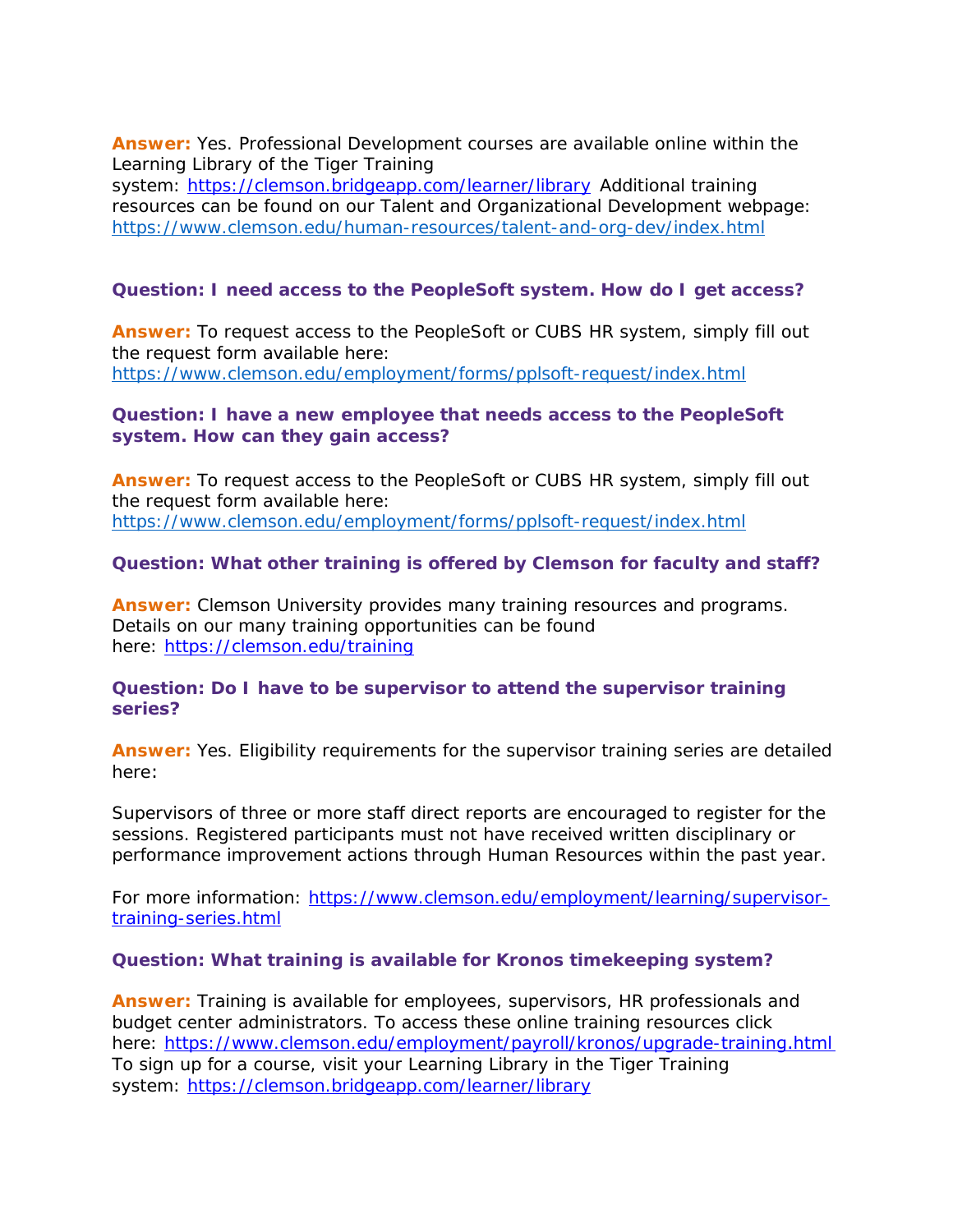**Answer:** Yes. Professional Development courses are available online within the Learning Library of the Tiger Training system: https://clemson.bridgeapp.com/learner/library Additional training resources can be found on our Talent and Organizational Development webpage: https://www.clemson.edu/human-resources/talent-and-org-dev/index.html

**Question: I need access to the PeopleSoft system. How do I get access?**

**Answer:** To request access to the PeopleSoft or CUBS HR system, simply fill out the request form available here: https://www.clemson.edu/employment/forms/pplsoft-request/index.html

**Question: I have a new employee that needs access to the PeopleSoft system. How can they gain access?**

**Answer:** To request access to the PeopleSoft or CUBS HR system, simply fill out the request form available here: https://www.clemson.edu/employment/forms/pplsoft-request/index.html

**Question: What other training is offered by Clemson for faculty and staff?**

**Answer:** Clemson University provides many training resources and programs. Details on our many training opportunities can be found here: https://clemson.edu/training

**Question: Do I have to be supervisor to attend the supervisor training series?**

**Answer:** Yes. Eligibility requirements for the supervisor training series are detailed here:

Supervisors of three or more staff direct reports are encouraged to register for the sessions. Registered participants must not have received written disciplinary or performance improvement actions through Human Resources within the past year.

For more information: https://www.clemson.edu/employment/learning/supervisor-training-series.html

**Question: What training is available for Kronos timekeeping system?**

**Answer:** Training is available for employees, supervisors, HR professionals and budget center administrators. To access these online training resources click here: https://www.clemson.edu/employment/payroll/kronos/upgrade-training.html To sign up for a course, visit your Learning Library in the Tiger Training system: https://clemson.bridgeapp.com/learner/library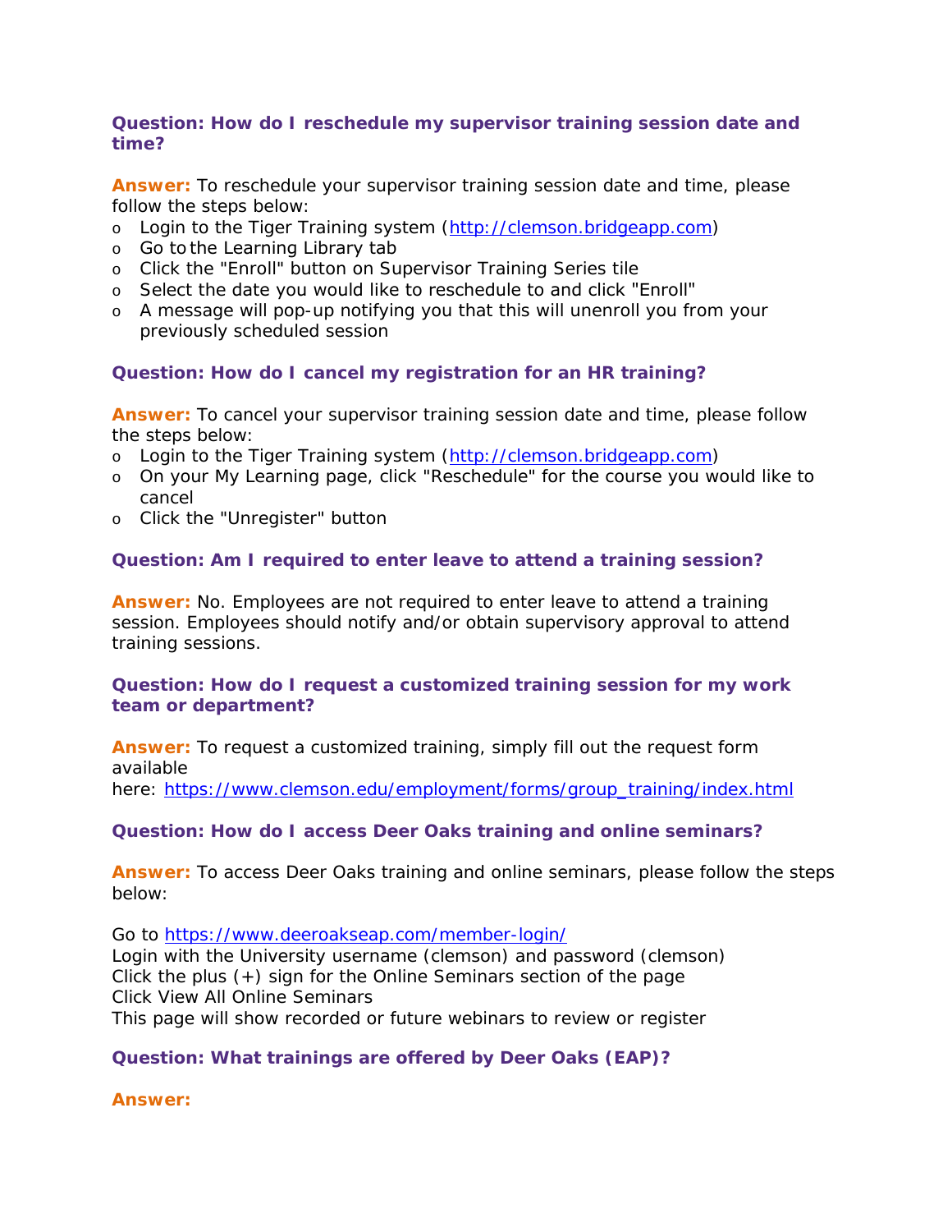**Question: How do I reschedule my supervisor training session date and time?**

**Answer:** To reschedule your supervisor training session date and time, please follow the steps below:

- Login to the Tiger Training system (http://clemson.bridgeapp.com)
- Go to the Learning Library tab
- Click the "Enroll" button on Supervisor Training Series tile
- Select the date you would like to reschedule to and click "Enroll"
- A message will pop-up notifying you that this will unenroll you from your previously scheduled session

**Question: How do I cancel my registration for an HR training?**

**Answer:** To cancel your supervisor training session date and time, please follow the steps below:

- Login to the Tiger Training system (http://clemson.bridgeapp.com)
- On your My Learning page, click "Reschedule" for the course you would like to cancel
- Click the "Unregister" button

**Question: Am I required to enter leave to attend a training session?**

**Answer:** No. Employees are not required to enter leave to attend a training session. Employees should notify and/or obtain supervisory approval to attend training sessions.

**Question: How do I request a customized training session for my work team or department?**

**Answer:** To request a customized training, simply fill out the request form available here: https://www.clemson.edu/employment/forms/group_training/index.html

**Question: How do I access Deer Oaks training and online seminars?**

**Answer:** To access Deer Oaks training and online seminars, please follow the steps below:

Go to https://www.deeroakseap.com/member-login/
Login with the University username (clemson) and password (clemson)
Click the plus (+) sign for the Online Seminars section of the page
Click View All Online Seminars
This page will show recorded or future webinars to review or register

**Question: What trainings are offered by Deer Oaks (EAP)?**

**Answer:**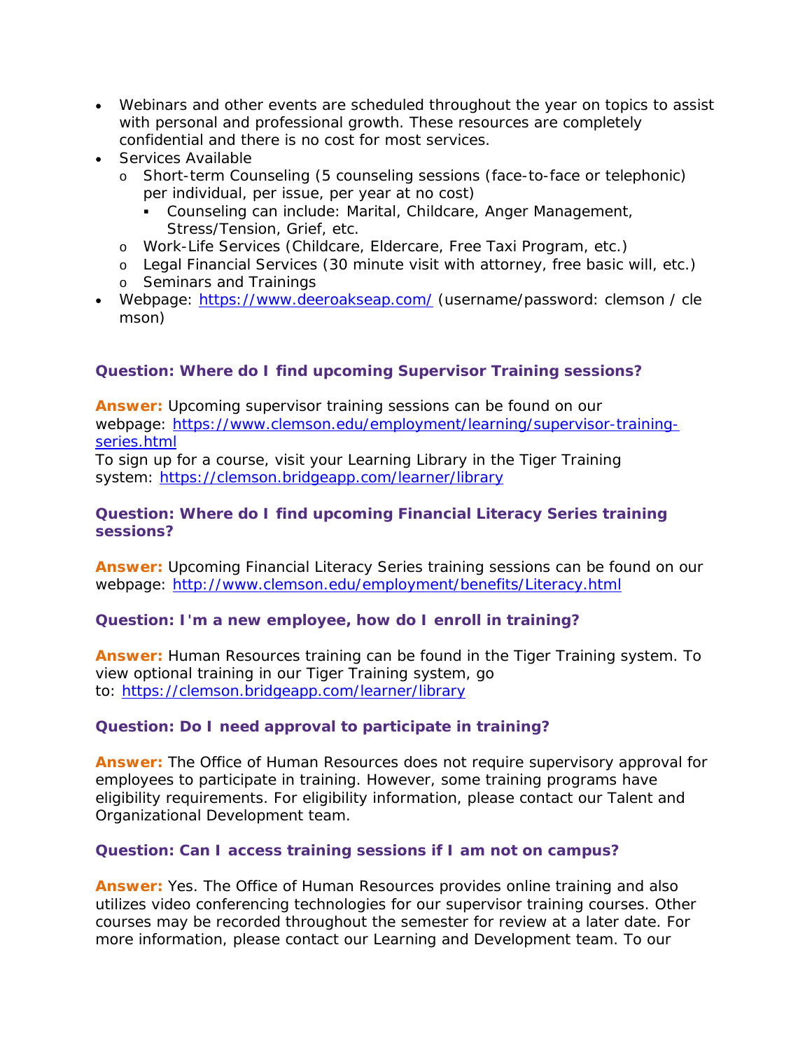- Webinars and other events are scheduled throughout the year on topics to assist with personal and professional growth. These resources are completely confidential and there is no cost for most services.
- Services Available
    - Short-term Counseling (5 counseling sessions (face-to-face or telephonic) per individual, per issue, per year at no cost)
        - Counseling can include: Marital, Childcare, Anger Management, Stress/Tension, Grief, etc.
    - Work-Life Services (Childcare, Eldercare, Free Taxi Program, etc.)
    - Legal Financial Services (30 minute visit with attorney, free basic will, etc.)
    - Seminars and Trainings
- Webpage: https://www.deeroakseap.com/ (username/password: clemson / clemson)

**Question: Where do I find upcoming Supervisor Training sessions?**

**Answer:** Upcoming supervisor training sessions can be found on our webpage: https://www.clemson.edu/employment/learning/supervisor-training-series.html
To sign up for a course, visit your Learning Library in the Tiger Training system: https://clemson.bridgeapp.com/learner/library

**Question: Where do I find upcoming Financial Literacy Series training sessions?**

**Answer:** Upcoming Financial Literacy Series training sessions can be found on our webpage: http://www.clemson.edu/employment/benefits/Literacy.html

**Question: I'm a new employee, how do I enroll in training?**

**Answer:** Human Resources training can be found in the Tiger Training system. To view optional training in our Tiger Training system, go to: https://clemson.bridgeapp.com/learner/library

**Question: Do I need approval to participate in training?**

**Answer:** The Office of Human Resources does not require supervisory approval for employees to participate in training. However, some training programs have eligibility requirements. For eligibility information, please contact our Talent and Organizational Development team.

**Question: Can I access training sessions if I am not on campus?**

**Answer:** Yes. The Office of Human Resources provides online training and also utilizes video conferencing technologies for our supervisor training courses. Other courses may be recorded throughout the semester for review at a later date. For more information, please contact our Learning and Development team. To our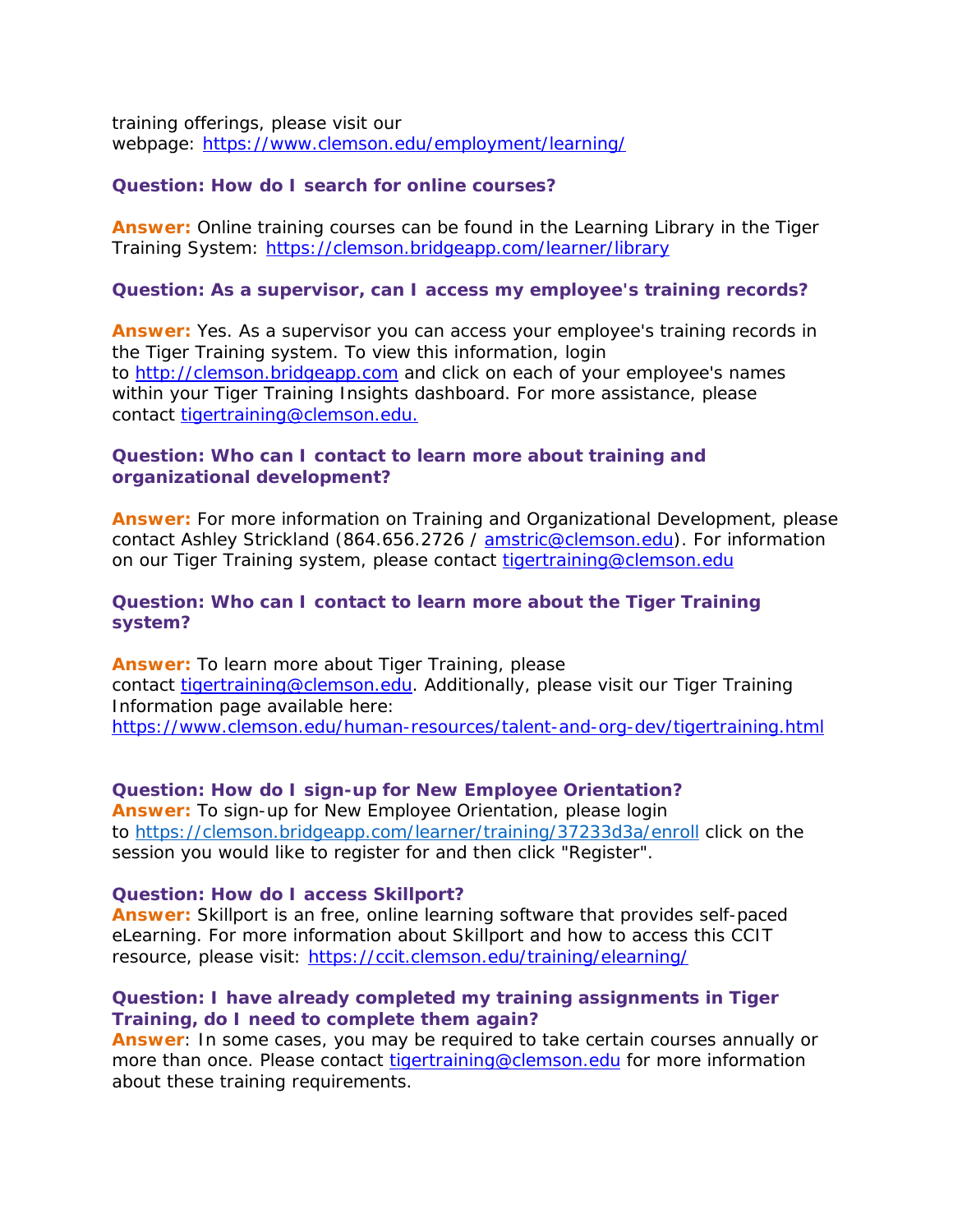training offerings, please visit our webpage: [https://www.clemson.edu/employment/learning/](https://www.clemson.edu/employment/learning/)

**Question: How do I search for online courses?**

**Answer:** Online training courses can be found in the Learning Library in the Tiger Training System: [https://clemson.bridgeapp.com/learner/library](https://clemson.bridgeapp.com/learner/library)

**Question: As a supervisor, can I access my employee's training records?**

**Answer:** Yes. As a supervisor you can access your employee's training records in the Tiger Training system. To view this information, login to [http://clemson.bridgeapp.com](http://clemson.bridgeapp.com) and click on each of your employee's names within your Tiger Training Insights dashboard. For more assistance, please contact [tigertraining@clemson.edu.](mailto:tigertraining@clemson.edu)

**Question: Who can I contact to learn more about training and organizational development?**

**Answer:** For more information on Training and Organizational Development, please contact Ashley Strickland (864.656.2726 / [amstric@clemson.edu](mailto:amstric@clemson.edu)). For information on our Tiger Training system, please contact [tigertraining@clemson.edu](mailto:tigertraining@clemson.edu)

**Question: Who can I contact to learn more about the Tiger Training system?**

**Answer:** To learn more about Tiger Training, please contact [tigertraining@clemson.edu](mailto:tigertraining@clemson.edu). Additionally, please visit our Tiger Training Information page available here: [https://www.clemson.edu/human-resources/talent-and-org-dev/tigertraining.html](https://www.clemson.edu/human-resources/talent-and-org-dev/tigertraining.html)

**Question: How do I sign-up for New Employee Orientation?**
**Answer:** To sign-up for New Employee Orientation, please login to [https://clemson.bridgeapp.com/learner/training/37233d3a/enroll](https://clemson.bridgeapp.com/learner/training/37233d3a/enroll) click on the session you would like to register for and then click "Register".

**Question: How do I access Skillport?**
**Answer:** Skillport is an free, online learning software that provides self-paced eLearning. For more information about Skillport and how to access this CCIT resource, please visit: [https://ccit.clemson.edu/training/elearning/](https://ccit.clemson.edu/training/elearning/)

**Question: I have already completed my training assignments in Tiger Training, do I need to complete them again?**
**Answer**: In some cases, you may be required to take certain courses annually or more than once. Please contact [tigertraining@clemson.edu](mailto:tigertraining@clemson.edu) for more information about these training requirements.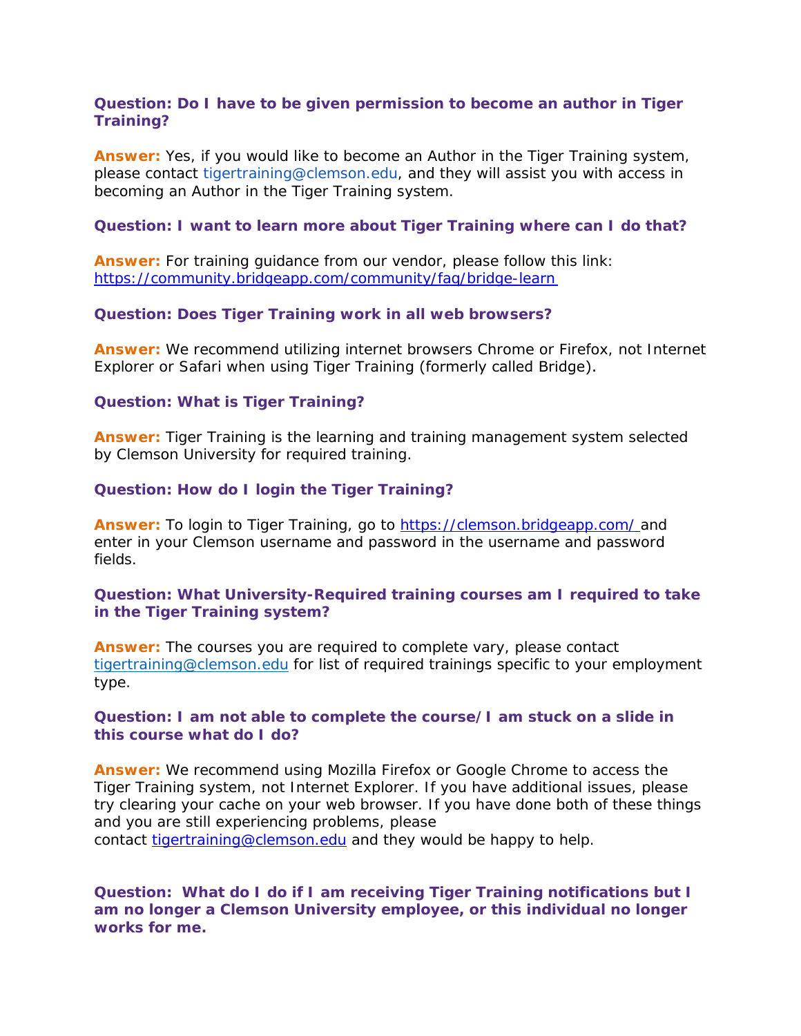**Question: Do I have to be given permission to become an author in Tiger Training?**

**Answer:** Yes, if you would like to become an Author in the Tiger Training system, please contact tigertraining@clemson.edu, and they will assist you with access in becoming an Author in the Tiger Training system.

**Question: I want to learn more about Tiger Training where can I do that?**

**Answer:** For training guidance from our vendor, please follow this link: https://community.bridgeapp.com/community/faq/bridge-learn

**Question: Does Tiger Training work in all web browsers?**

**Answer:** We recommend utilizing internet browsers Chrome or Firefox, not Internet Explorer or Safari when using Tiger Training (formerly called Bridge).

**Question: What is Tiger Training?**

**Answer:** Tiger Training is the learning and training management system selected by Clemson University for required training.

**Question: How do I login the Tiger Training?**

**Answer:** To login to Tiger Training, go to https://clemson.bridgeapp.com/ and enter in your Clemson username and password in the username and password fields.

**Question: What University-Required training courses am I required to take in the Tiger Training system?**

**Answer:** The courses you are required to complete vary, please contact tigertraining@clemson.edu for list of required trainings specific to your employment type.

**Question: I am not able to complete the course/I am stuck on a slide in this course what do I do?**

**Answer:** We recommend using Mozilla Firefox or Google Chrome to access the Tiger Training system, not Internet Explorer. If you have additional issues, please try clearing your cache on your web browser. If you have done both of these things and you are still experiencing problems, please contact tigertraining@clemson.edu and they would be happy to help.

**Question: What do I do if I am receiving Tiger Training notifications but I am no longer a Clemson University employee, or this individual no longer works for me.**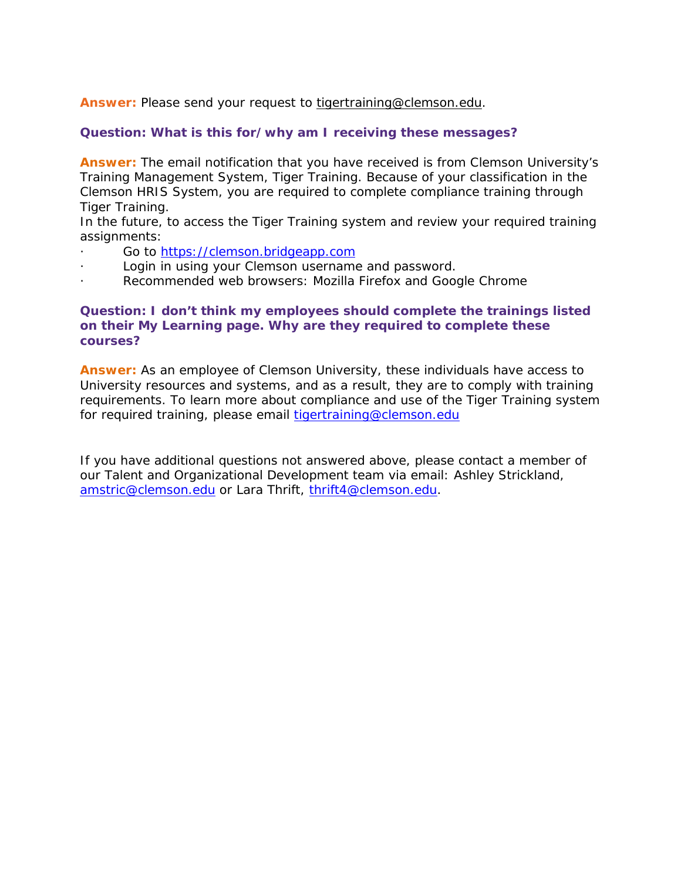**Answer:** Please send your request to tigertraining@clemson.edu.

**Question: What is this for/why am I receiving these messages?**

**Answer:** The email notification that you have received is from Clemson University's Training Management System, Tiger Training. Because of your classification in the Clemson HRIS System, you are required to complete compliance training through Tiger Training.
In the future, to access the Tiger Training system and review your required training assignments:

- Go to https://clemson.bridgeapp.com
- Login in using your Clemson username and password.
- Recommended web browsers: Mozilla Firefox and Google Chrome

**Question: I don't think my employees should complete the trainings listed on their My Learning page. Why are they required to complete these courses?**

**Answer:** As an employee of Clemson University, these individuals have access to University resources and systems, and as a result, they are to comply with training requirements. To learn more about compliance and use of the Tiger Training system for required training, please email tigertraining@clemson.edu

If you have additional questions not answered above, please contact a member of our Talent and Organizational Development team via email: Ashley Strickland, amstric@clemson.edu or Lara Thrift, thrift4@clemson.edu.